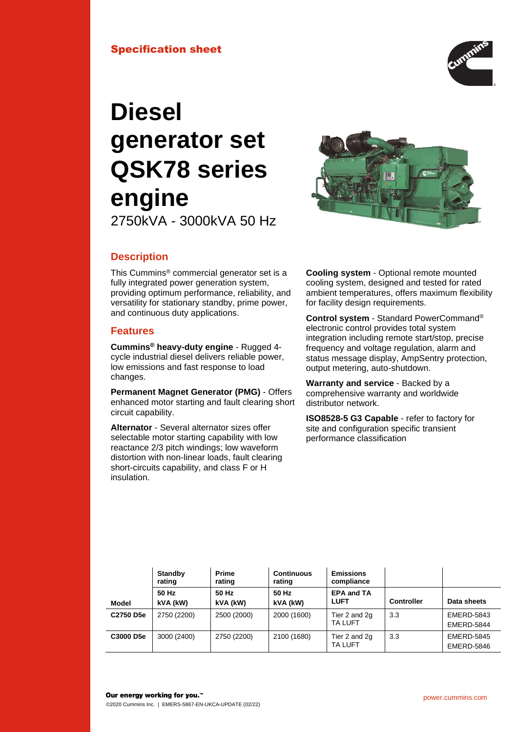Specification sheet

# Diesel generator set QSK78 series engine

2750kVA - 3000kVA 50 Hz

## Description

This Cummins® commercial generator set is a fully integrated power generation system, providing optimum performance, reliability, and versatility for stationary standby, prime power, and continuous duty applications.

## Features

**Cummins® heavy-duty engine** - Rugged 4-cycle industrial diesel delivers reliable power, low emissions and fast response to load changes.

**Permanent Magnet Generator (PMG)** - Offers enhanced motor starting and fault clearing short circuit capability.

**Alternator** - Several alternator sizes offer selectable motor starting capability with low reactance 2/3 pitch windings; low waveform distortion with non-linear loads, fault clearing short-circuits capability, and class F or H insulation.

**Cooling system** - Optional remote mounted cooling system, designed and tested for rated ambient temperatures, offers maximum flexibility for facility design requirements.

**Control system** - Standard PowerCommand® electronic control provides total system integration including remote start/stop, precise frequency and voltage regulation, alarm and status message display, AmpSentry protection, output metering, auto-shutdown.

**Warranty and service** - Backed by a comprehensive warranty and worldwide distributor network.

**ISO8528-5 G3 Capable** - refer to factory for site and configuration specific transient performance classification

| | Standby rating | Prime rating | Continuous rating | Emissions compliance | | |
|---|---|---|---|---|---|---|
| **Model** | **50 Hz kVA (kW)** | **50 Hz kVA (kW)** | **50 Hz kVA (kW)** | **EPA and TA LUFT** | **Controller** | **Data sheets** |
| **C2750 D5e** | 2750 (2200) | 2500 (2000) | 2000 (1600) | Tier 2 and 2g TA LUFT | 3.3 | EMERD-5843 EMERD-5844 |
| **C3000 D5e** | 3000 (2400) | 2750 (2200) | 2100 (1680) | Tier 2 and 2g TA LUFT | 3.3 | EMERD-5845 EMERD-5846 |

Our energy working for you.™

©2020 Cummins Inc. | EMERS-5867-EN-UKCA-UPDATE (02/22)

power.cummins.com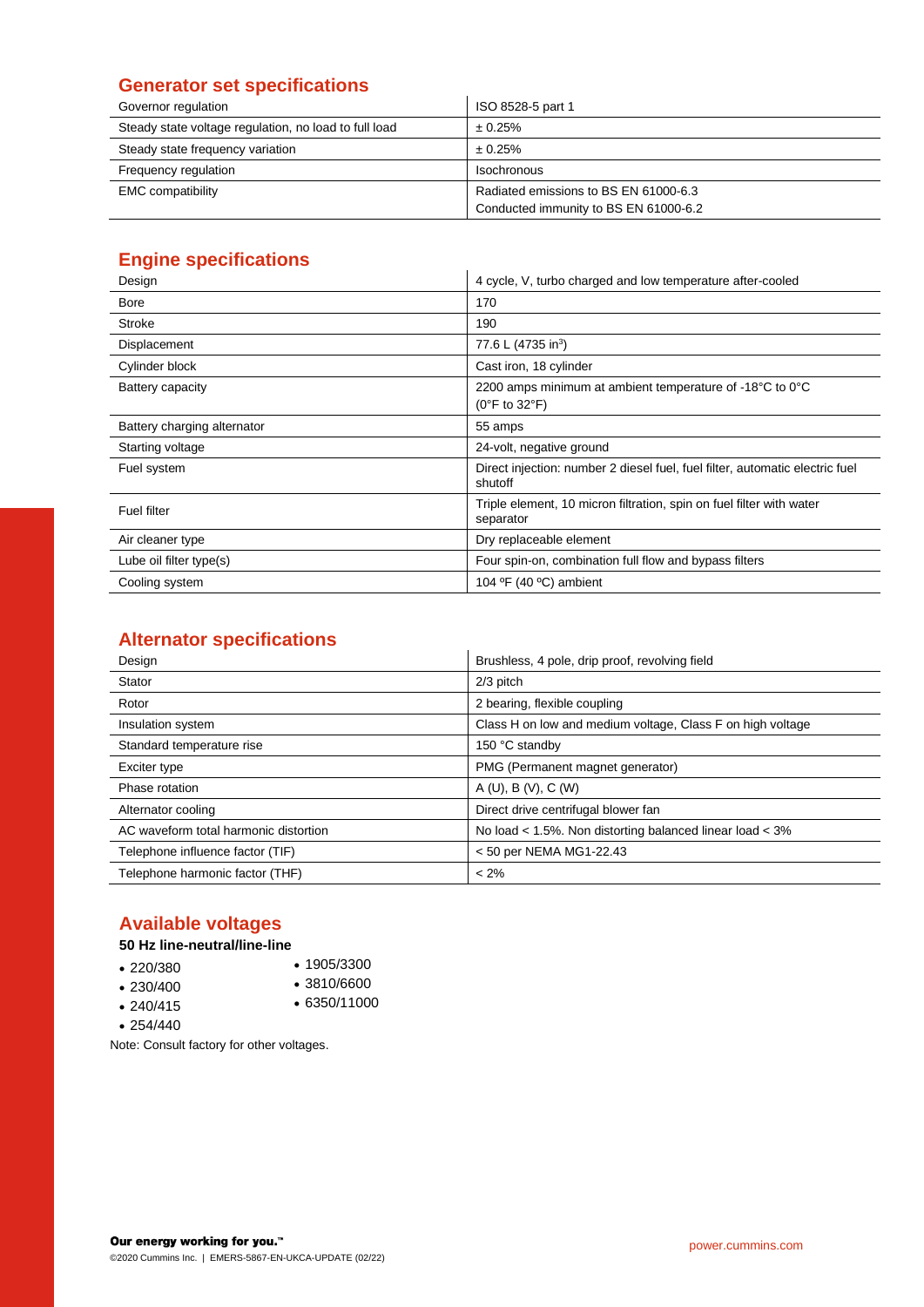## Generator set specifications

| | |
|---|---|
| Governor regulation | ISO 8528-5 part 1 |
| Steady state voltage regulation, no load to full load | ± 0.25% |
| Steady state frequency variation | ± 0.25% |
| Frequency regulation | Isochronous |
| EMC compatibility | Radiated emissions to BS EN 61000-6.3<br>Conducted immunity to BS EN 61000-6.2 |

## Engine specifications

| | |
|---|---|
| Design | 4 cycle, V, turbo charged and low temperature after-cooled |
| Bore | 170 |
| Stroke | 190 |
| Displacement | 77.6 L (4735 $in^3$) |
| Cylinder block | Cast iron, 18 cylinder |
| Battery capacity | 2200 amps minimum at ambient temperature of -18°C to 0°C (0°F to 32°F) |
| Battery charging alternator | 55 amps |
| Starting voltage | 24-volt, negative ground |
| Fuel system | Direct injection: number 2 diesel fuel, fuel filter, automatic electric fuel shutoff |
| Fuel filter | Triple element, 10 micron filtration, spin on fuel filter with water separator |
| Air cleaner type | Dry replaceable element |
| Lube oil filter type(s) | Four spin-on, combination full flow and bypass filters |
| Cooling system | 104 ºF (40 ºC) ambient |

## Alternator specifications

| | |
|---|---|
| Design | Brushless, 4 pole, drip proof, revolving field |
| Stator | 2/3 pitch |
| Rotor | 2 bearing, flexible coupling |
| Insulation system | Class H on low and medium voltage, Class F on high voltage |
| Standard temperature rise | 150 °C standby |
| Exciter type | PMG (Permanent magnet generator) |
| Phase rotation | A (U), B (V), C (W) |
| Alternator cooling | Direct drive centrifugal blower fan |
| AC waveform total harmonic distortion | No load < 1.5%. Non distorting balanced linear load < 3% |
| Telephone influence factor (TIF) | < 50 per NEMA MG1-22.43 |
| Telephone harmonic factor (THF) | < 2% |

## Available voltages

**50 Hz line-neutral/line-line**

- 220/380
- 230/400
- 240/415
- 254/440
- 1905/3300
- 3810/6600
- 6350/11000

Note: Consult factory for other voltages.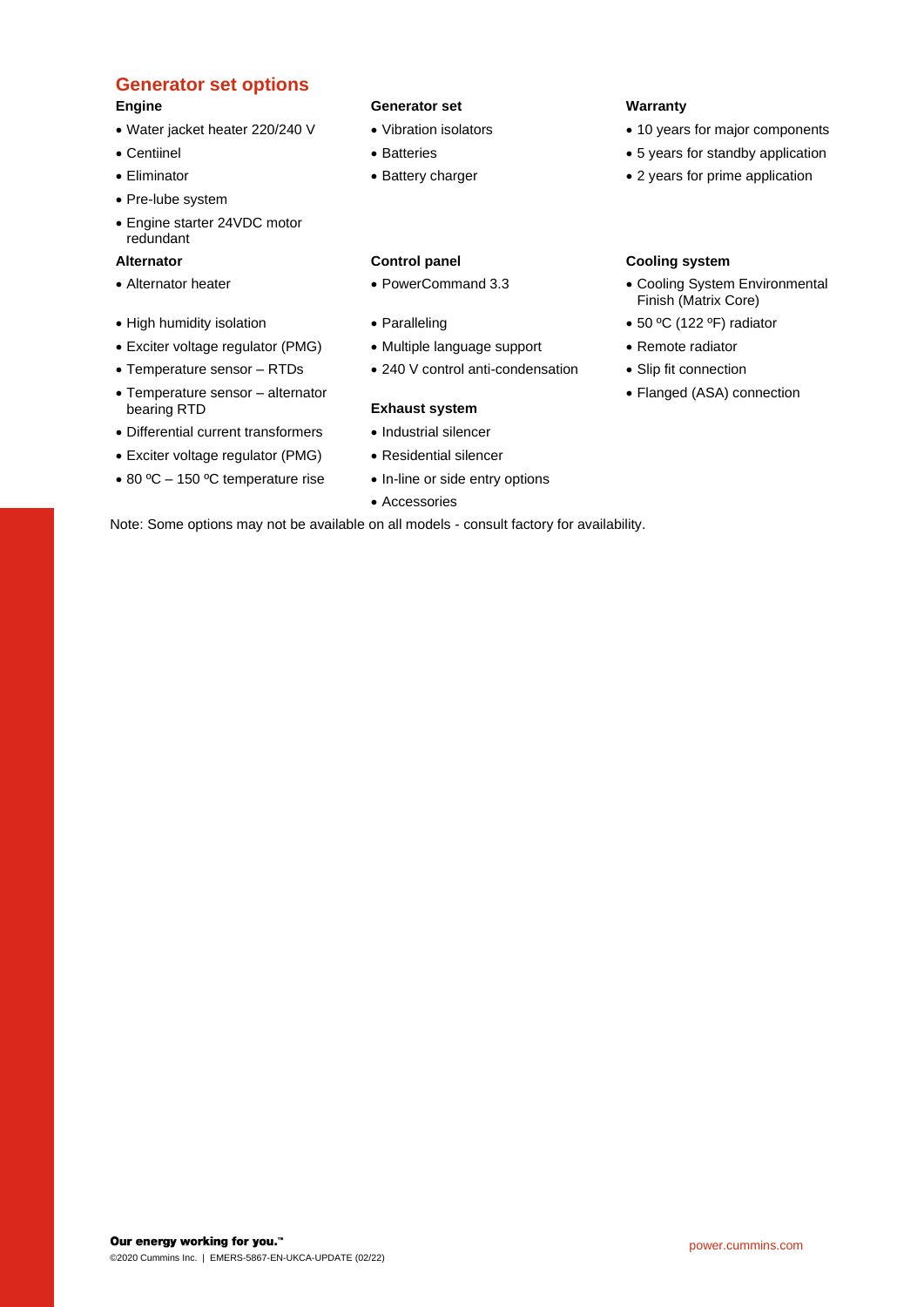## Generator set options

### Engine

- Water jacket heater 220/240 V
- Centiinel
- Eliminator
- Pre-lube system
- Engine starter 24VDC motor redundant

### Alternator

- Alternator heater
- High humidity isolation
- Exciter voltage regulator (PMG)
- Temperature sensor – RTDs
- Temperature sensor – alternator bearing RTD
- Differential current transformers
- Exciter voltage regulator (PMG)
- 80 ºC – 150 ºC temperature rise

### Generator set

- Vibration isolators
- Batteries
- Battery charger

### Control panel

- PowerCommand 3.3
- Paralleling
- Multiple language support
- 240 V control anti-condensation

### Exhaust system

- Industrial silencer
- Residential silencer
- In-line or side entry options
- Accessories

### Warranty

- 10 years for major components
- 5 years for standby application
- 2 years for prime application

### Cooling system

- Cooling System Environmental Finish (Matrix Core)
- 50 ºC (122 ºF) radiator
- Remote radiator
- Slip fit connection
- Flanged (ASA) connection

Note: Some options may not be available on all models - consult factory for availability.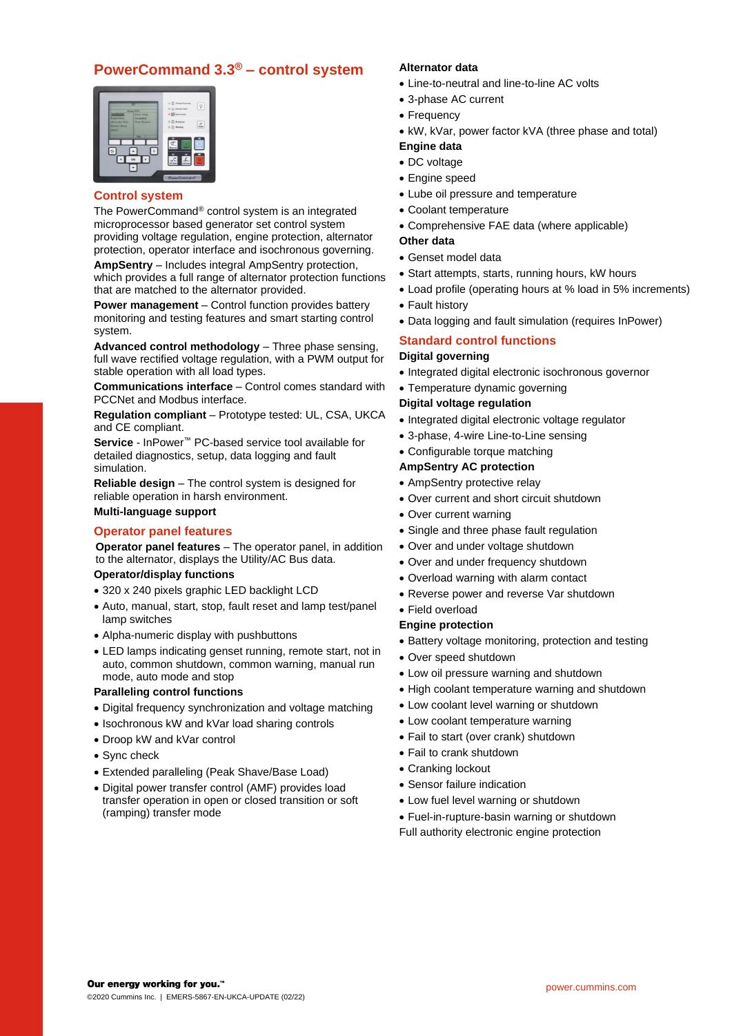## PowerCommand 3.3® – control system

### Control system

The PowerCommand® control system is an integrated microprocessor based generator set control system providing voltage regulation, engine protection, alternator protection, operator interface and isochronous governing.

**AmpSentry** – Includes integral AmpSentry protection, which provides a full range of alternator protection functions that are matched to the alternator provided.

**Power management** – Control function provides battery monitoring and testing features and smart starting control system.

**Advanced control methodology** – Three phase sensing, full wave rectified voltage regulation, with a PWM output for stable operation with all load types.

**Communications interface** – Control comes standard with PCCNet and Modbus interface.

**Regulation compliant** – Prototype tested: UL, CSA, UKCA and CE compliant.

**Service** - InPower™ PC-based service tool available for detailed diagnostics, setup, data logging and fault simulation.

**Reliable design** – The control system is designed for reliable operation in harsh environment.

**Multi-language support**

### Operator panel features

**Operator panel features** – The operator panel, in addition to the alternator, displays the Utility/AC Bus data.

**Operator/display functions**

- 320 x 240 pixels graphic LED backlight LCD
- Auto, manual, start, stop, fault reset and lamp test/panel lamp switches
- Alpha-numeric display with pushbuttons
- LED lamps indicating genset running, remote start, not in auto, common shutdown, common warning, manual run mode, auto mode and stop

**Paralleling control functions**

- Digital frequency synchronization and voltage matching
- Isochronous kW and kVar load sharing controls
- Droop kW and kVar control
- Sync check
- Extended paralleling (Peak Shave/Base Load)
- Digital power transfer control (AMF) provides load transfer operation in open or closed transition or soft (ramping) transfer mode

**Alternator data**

- Line-to-neutral and line-to-line AC volts
- 3-phase AC current
- Frequency
- kW, kVar, power factor kVA (three phase and total)

**Engine data**

- DC voltage
- Engine speed
- Lube oil pressure and temperature
- Coolant temperature
- Comprehensive FAE data (where applicable)

**Other data**

- Genset model data
- Start attempts, starts, running hours, kW hours
- Load profile (operating hours at % load in 5% increments)
- Fault history
- Data logging and fault simulation (requires InPower)

### Standard control functions

**Digital governing**

- Integrated digital electronic isochronous governor
- Temperature dynamic governing

**Digital voltage regulation**

- Integrated digital electronic voltage regulator
- 3-phase, 4-wire Line-to-Line sensing
- Configurable torque matching

**AmpSentry AC protection**

- AmpSentry protective relay
- Over current and short circuit shutdown
- Over current warning
- Single and three phase fault regulation
- Over and under voltage shutdown
- Over and under frequency shutdown
- Overload warning with alarm contact
- Reverse power and reverse Var shutdown
- Field overload

**Engine protection**

- Battery voltage monitoring, protection and testing
- Over speed shutdown
- Low oil pressure warning and shutdown
- High coolant temperature warning and shutdown
- Low coolant level warning or shutdown
- Low coolant temperature warning
- Fail to start (over crank) shutdown
- Fail to crank shutdown
- Cranking lockout
- Sensor failure indication
- Low fuel level warning or shutdown
- Fuel-in-rupture-basin warning or shutdown

Full authority electronic engine protection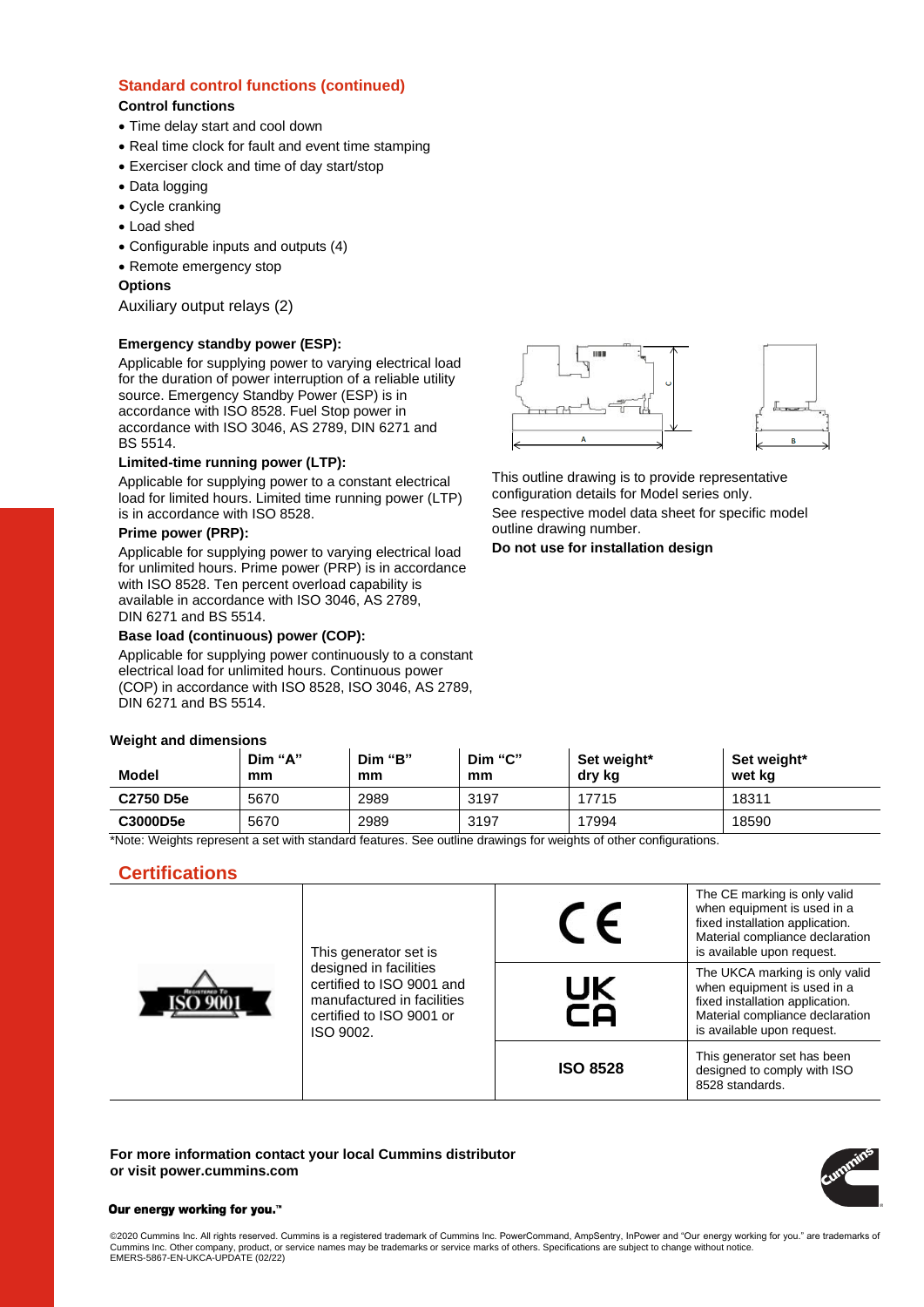## Standard control functions (continued)

### Control functions

- Time delay start and cool down
- Real time clock for fault and event time stamping
- Exerciser clock and time of day start/stop
- Data logging
- Cycle cranking
- Load shed
- Configurable inputs and outputs (4)
- Remote emergency stop

### Options

Auxiliary output relays (2)

#### Emergency standby power (ESP):

Applicable for supplying power to varying electrical load for the duration of power interruption of a reliable utility source. Emergency Standby Power (ESP) is in accordance with ISO 8528. Fuel Stop power in accordance with ISO 3046, AS 2789, DIN 6271 and BS 5514.

#### Limited-time running power (LTP):

Applicable for supplying power to a constant electrical load for limited hours. Limited time running power (LTP) is in accordance with ISO 8528.

#### Prime power (PRP):

Applicable for supplying power to varying electrical load for unlimited hours. Prime power (PRP) is in accordance with ISO 8528. Ten percent overload capability is available in accordance with ISO 3046, AS 2789, DIN 6271 and BS 5514.

#### Base load (continuous) power (COP):

Applicable for supplying power continuously to a constant electrical load for unlimited hours. Continuous power (COP) in accordance with ISO 8528, ISO 3046, AS 2789, DIN 6271 and BS 5514.

A

C

B

This outline drawing is to provide representative configuration details for Model series only.

See respective model data sheet for specific model outline drawing number.

**Do not use for installation design**

### Weight and dimensions

| Model | Dim "A" mm | Dim "B" mm | Dim "C" mm | Set weight* dry kg | Set weight* wet kg |
|---|---|---|---|---|---|
| C2750 D5e | 5670 | 2989 | 3197 | 17715 | 18311 |
| C3000D5e | 5670 | 2989 | 3197 | 17994 | 18590 |

*Note: Weights represent a set with standard features. See outline drawings for weights of other configurations.

## Certifications

| | | | |
|---|---|---|---|
| Registered To ISO 9001 | This generator set is designed in facilities certified to ISO 9001 and manufactured in facilities certified to ISO 9001 or ISO 9002. | CE | The CE marking is only valid when equipment is used in a fixed installation application. Material compliance declaration is available upon request. |
| | | UK CA | The UKCA marking is only valid when equipment is used in a fixed installation application. Material compliance declaration is available upon request. |
| | | **ISO 8528** | This generator set has been designed to comply with ISO 8528 standards. |

**For more information contact your local Cummins distributor or visit power.cummins.com**

**Our energy working for you.™**

©2020 Cummins Inc. All rights reserved. Cummins is a registered trademark of Cummins Inc. PowerCommand, AmpSentry, InPower and "Our energy working for you." are trademarks of Cummins Inc. Other company, product, or service names may be trademarks or service marks of others. Specifications are subject to change without notice.
EMERS-5867-EN-UKCA-UPDATE (02/22)